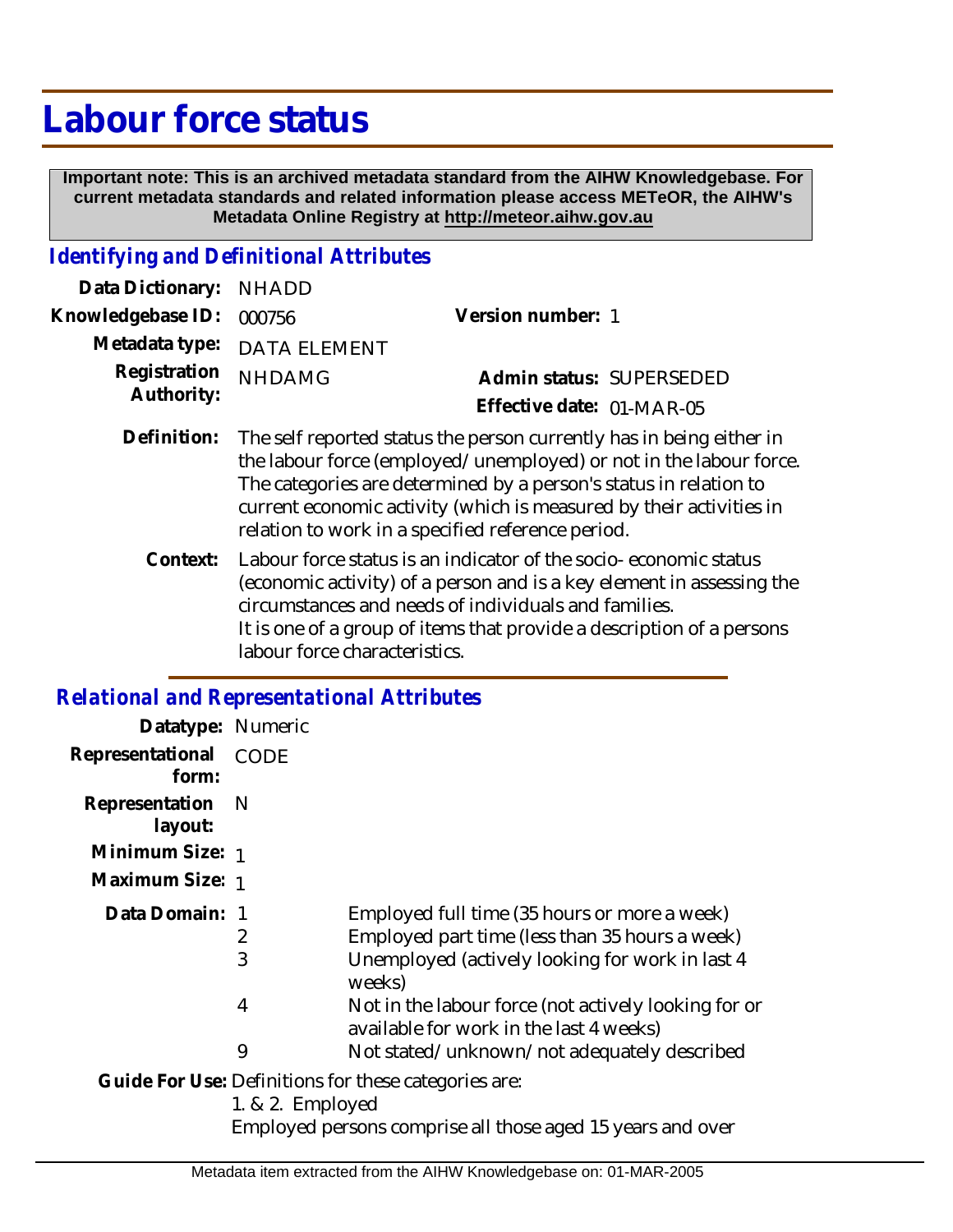# Labour force status

**Important note: This is an archived metadata standard from the AIHW Knowledgebase. For current metadata standards and related information please access METeOR, the AIHW's Metadata Online Registry at http://meteor.aihw.gov.au**

## *Identifying and Definitional Attributes*

**Data Dictionary:** NHADD

**Knowledgebase ID:** 000756

**Version number:** 1

**Metadata type:** DATA ELEMENT

**Registration Authority:** NHDAMG

**Admin status:** SUPERSEDED

**Effective date:** 01-MAR-05

**Definition:** The self reported status the person currently has in being either in the labour force (employed/unemployed) or not in the labour force. The categories are determined by a person's status in relation to current economic activity (which is measured by their activities in relation to work in a specified reference period.

**Context:** Labour force status is an indicator of the socio- economic status (economic activity) of a person and is a key element in assessing the circumstances and needs of individuals and families.
It is one of a group of items that provide a description of a persons labour force characteristics.

## *Relational and Representational Attributes*

**Datatype:** Numeric

**Representational form:** CODE

**Representation layout:** N

**Minimum Size:** 1

**Maximum Size:** 1

**Data Domain:**

| | |
|---|---|
| 1 | Employed full time (35 hours or more a week) |
| 2 | Employed part time (less than 35 hours a week) |
| 3 | Unemployed (actively looking for work in last 4 weeks) |
| 4 | Not in the labour force (not actively looking for or available for work in the last 4 weeks) |
| 9 | Not stated/unknown/not adequately described |

**Guide For Use:** Definitions for these categories are:

1. & 2. Employed

Employed persons comprise all those aged 15 years and over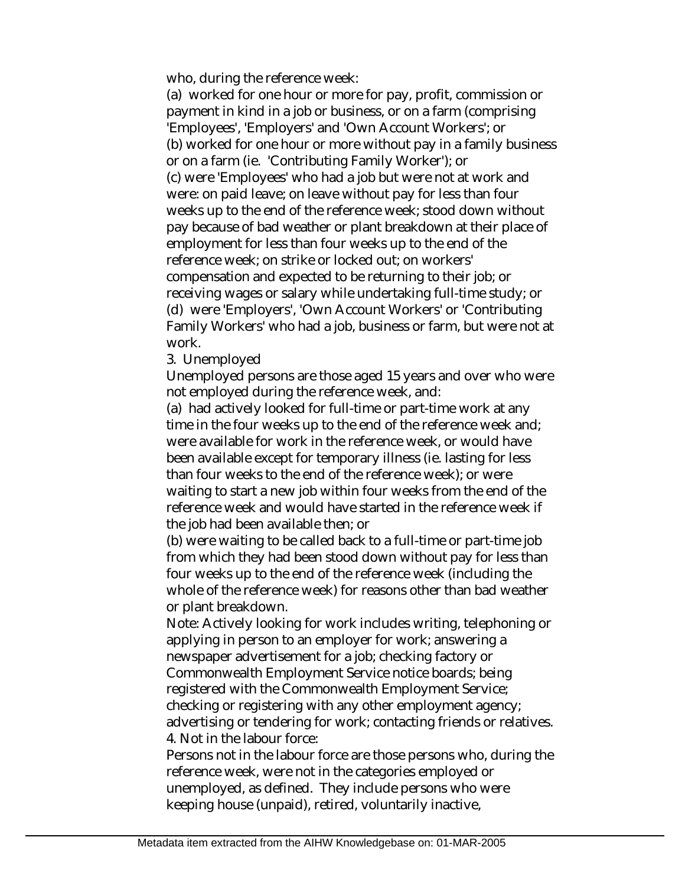who, during the reference week:

(a) worked for one hour or more for pay, profit, commission or payment in kind in a job or business, or on a farm (comprising 'Employees', 'Employers' and 'Own Account Workers'; or

(b) worked for one hour or more without pay in a family business or on a farm (ie. 'Contributing Family Worker'); or

(c) were 'Employees' who had a job but were not at work and were: on paid leave; on leave without pay for less than four weeks up to the end of the reference week; stood down without pay because of bad weather or plant breakdown at their place of employment for less than four weeks up to the end of the reference week; on strike or locked out; on workers' compensation and expected to be returning to their job; or receiving wages or salary while undertaking full-time study; or

(d) were 'Employers', 'Own Account Workers' or 'Contributing Family Workers' who had a job, business or farm, but were not at work.

3. Unemployed

Unemployed persons are those aged 15 years and over who were not employed during the reference week, and:

(a) had actively looked for full-time or part-time work at any time in the four weeks up to the end of the reference week and; were available for work in the reference week, or would have been available except for temporary illness (ie. lasting for less than four weeks to the end of the reference week); or were waiting to start a new job within four weeks from the end of the reference week and would have started in the reference week if the job had been available then; or

(b) were waiting to be called back to a full-time or part-time job from which they had been stood down without pay for less than four weeks up to the end of the reference week (including the whole of the reference week) for reasons other than bad weather or plant breakdown.

Note: Actively looking for work includes writing, telephoning or applying in person to an employer for work; answering a newspaper advertisement for a job; checking factory or Commonwealth Employment Service notice boards; being registered with the Commonwealth Employment Service; checking or registering with any other employment agency; advertising or tendering for work; contacting friends or relatives.

4. Not in the labour force:

Persons not in the labour force are those persons who, during the reference week, were not in the categories employed or unemployed, as defined. They include persons who were keeping house (unpaid), retired, voluntarily inactive,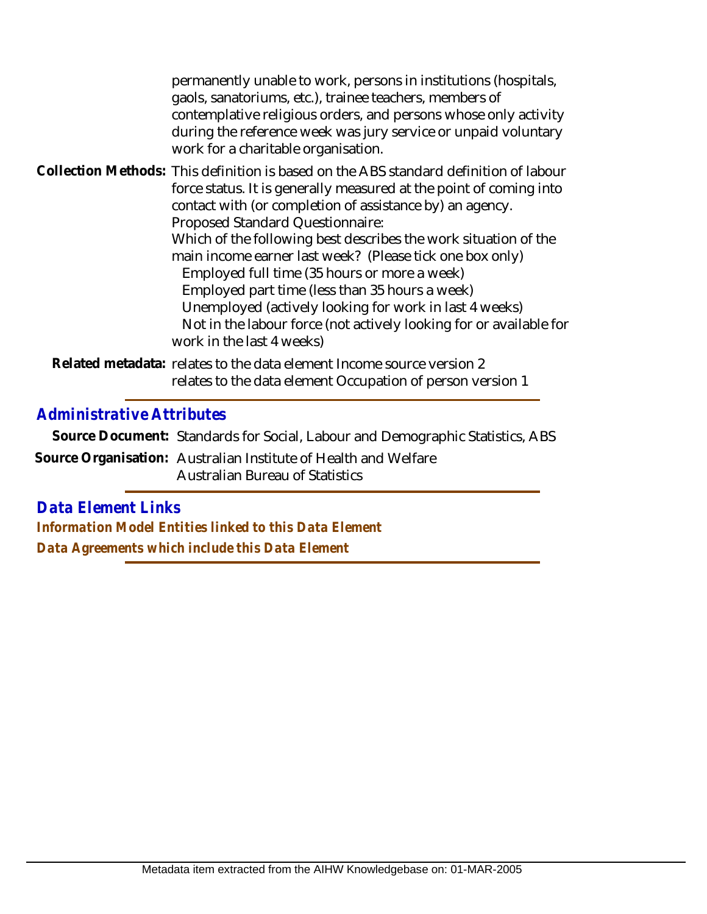permanently unable to work, persons in institutions (hospitals, gaols, sanatoriums, etc.), trainee teachers, members of contemplative religious orders, and persons whose only activity during the reference week was jury service or unpaid voluntary work for a charitable organisation.

**Collection Methods:** This definition is based on the ABS standard definition of labour force status. It is generally measured at the point of coming into contact with (or completion of assistance by) an agency.
Proposed Standard Questionnaire:
Which of the following best describes the work situation of the main income earner last week? (Please tick one box only)
Employed full time (35 hours or more a week)
Employed part time (less than 35 hours a week)
Unemployed (actively looking for work in last 4 weeks)
Not in the labour force (not actively looking for or available for work in the last 4 weeks)

**Related metadata:** relates to the data element Income source version 2
relates to the data element Occupation of person version 1

## Administrative Attributes

**Source Document:** Standards for Social, Labour and Demographic Statistics, ABS

**Source Organisation:** Australian Institute of Health and Welfare
Australian Bureau of Statistics

## Data Element Links

***Information Model Entities linked to this Data Element***

***Data Agreements which include this Data Element***

Metadata item extracted from the AIHW Knowledgebase on: 01-MAR-2005